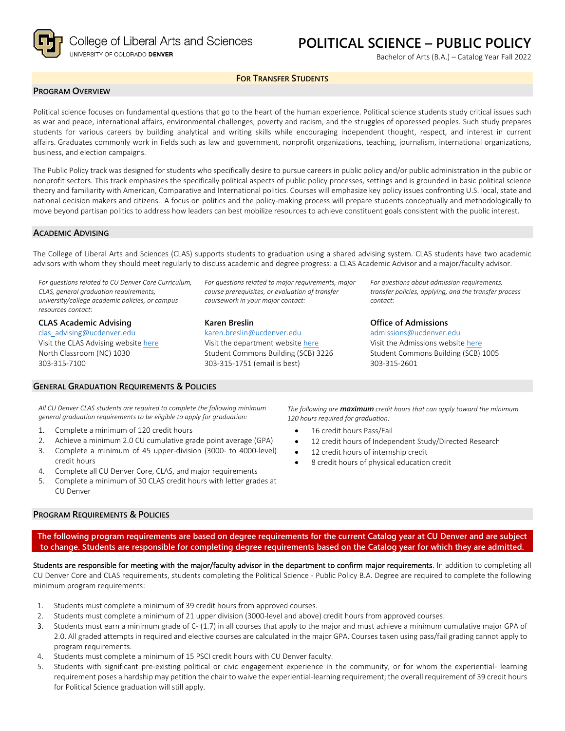College of Liberal Arts and Sciences
UNIVERSITY OF COLORADO **DENVER**

# POLITICAL SCIENCE – PUBLIC POLICY

Bachelor of Arts (B.A.) – Catalog Year Fall 2022

**FOR TRANSFER STUDENTS**

## PROGRAM OVERVIEW

Political science focuses on fundamental questions that go to the heart of the human experience. Political science students study critical issues such as war and peace, international affairs, environmental challenges, poverty and racism, and the struggles of oppressed peoples. Such study prepares students for various careers by building analytical and writing skills while encouraging independent thought, respect, and interest in current affairs. Graduates commonly work in fields such as law and government, nonprofit organizations, teaching, journalism, international organizations, business, and election campaigns.

The Public Policy track was designed for students who specifically desire to pursue careers in public policy and/or public administration in the public or nonprofit sectors. This track emphasizes the specifically political aspects of public policy processes, settings and is grounded in basic political science theory and familiarity with American, Comparative and International politics. Courses will emphasize key policy issues confronting U.S. local, state and national decision makers and citizens. A focus on politics and the policy-making process will prepare students conceptually and methodologically to move beyond partisan politics to address how leaders can best mobilize resources to achieve constituent goals consistent with the public interest.

## ACADEMIC ADVISING

The College of Liberal Arts and Sciences (CLAS) supports students to graduation using a shared advising system. CLAS students have two academic advisors with whom they should meet regularly to discuss academic and degree progress: a CLAS Academic Advisor and a major/faculty advisor.

*For questions related to CU Denver Core Curriculum, CLAS, general graduation requirements, university/college academic policies, or campus resources contact:*

**CLAS Academic Advising**
clas_advising@ucdenver.edu
Visit the CLAS Advising website here
North Classroom (NC) 1030
303-315-7100

*For questions related to major requirements, major course prerequisites, or evaluation of transfer coursework in your major contact:*

**Karen Breslin**
karen.breslin@ucdenver.edu
Visit the department website here
Student Commons Building (SCB) 3226
303-315-1751 (email is best)

*For questions about admission requirements, transfer policies, applying, and the transfer process contact:*

**Office of Admissions**
admissions@ucdenver.edu
Visit the Admissions website here
Student Commons Building (SCB) 1005
303-315-2601

## GENERAL GRADUATION REQUIREMENTS & POLICIES

*All CU Denver CLAS students are required to complete the following minimum general graduation requirements to be eligible to apply for graduation:*

1. Complete a minimum of 120 credit hours
2. Achieve a minimum 2.0 CU cumulative grade point average (GPA)
3. Complete a minimum of 45 upper-division (3000- to 4000-level) credit hours
4. Complete all CU Denver Core, CLAS, and major requirements
5. Complete a minimum of 30 CLAS credit hours with letter grades at CU Denver

*The following are* ***maximum*** *credit hours that can apply toward the minimum 120 hours required for graduation:*

- 16 credit hours Pass/Fail
- 12 credit hours of Independent Study/Directed Research
- 12 credit hours of internship credit
- 8 credit hours of physical education credit

## PROGRAM REQUIREMENTS & POLICIES

**The following program requirements are based on degree requirements for the current Catalog year at CU Denver and are subject to change. Students are responsible for completing degree requirements based on the Catalog year for which they are admitted.**

Students are responsible for meeting with the major/faculty advisor in the department to confirm major requirements. In addition to completing all CU Denver Core and CLAS requirements, students completing the Political Science - Public Policy B.A. Degree are required to complete the following minimum program requirements:

1. Students must complete a minimum of 39 credit hours from approved courses.
2. Students must complete a minimum of 21 upper division (3000-level and above) credit hours from approved courses.
3. Students must earn a minimum grade of C- (1.7) in all courses that apply to the major and must achieve a minimum cumulative major GPA of 2.0. All graded attempts in required and elective courses are calculated in the major GPA. Courses taken using pass/fail grading cannot apply to program requirements.
4. Students must complete a minimum of 15 PSCI credit hours with CU Denver faculty.
5. Students with significant pre-existing political or civic engagement experience in the community, or for whom the experiential- learning requirement poses a hardship may petition the chair to waive the experiential-learning requirement; the overall requirement of 39 credit hours for Political Science graduation will still apply.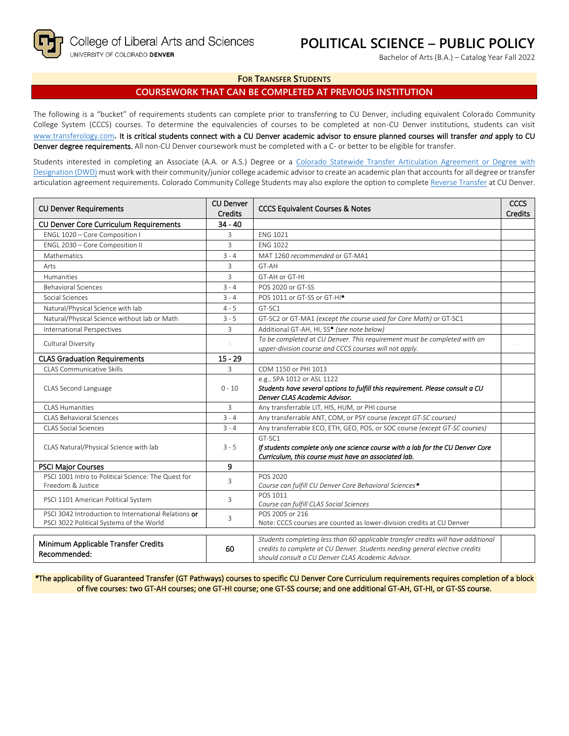# POLITICAL SCIENCE – PUBLIC POLICY

Bachelor of Arts (B.A.) – Catalog Year Fall 2022

College of Liberal Arts and Sciences
UNIVERSITY OF COLORADO DENVER

## FOR TRANSFER STUDENTS

## COURSEWORK THAT CAN BE COMPLETED AT PREVIOUS INSTITUTION

The following is a "bucket" of requirements students can complete prior to transferring to CU Denver, including equivalent Colorado Community College System (CCCS) courses. To determine the equivalencies of courses to be completed at non-CU Denver institutions, students can visit www.transferology.com. **It is critical students connect with a CU Denver academic advisor to ensure planned courses will transfer *and* apply to CU Denver degree requirements.** All non-CU Denver coursework must be completed with a C- or better to be eligible for transfer.

Students interested in completing an Associate (A.A. or A.S.) Degree or a Colorado Statewide Transfer Articulation Agreement or Degree with Designation (DWD) must work with their community/junior college academic advisor to create an academic plan that accounts for all degree or transfer articulation agreement requirements. Colorado Community College Students may also explore the option to complete Reverse Transfer at CU Denver.

| CU Denver Requirements | CU Denver Credits | CCCS Equivalent Courses & Notes | CCCS Credits |
|---|---|---|---|
| **CU Denver Core Curriculum Requirements** | **34 - 40** | | |
| ENGL 1020 – Core Composition I | 3 | ENG 1021 | |
| ENGL 2030 – Core Composition II | 3 | ENG 1022 | |
| Mathematics | 3 - 4 | MAT 1260 *recommended* or GT-MA1 | |
| Arts | 3 | GT-AH | |
| Humanities | 3 | GT-AH or GT-HI | |
| Behavioral Sciences | 3 - 4 | POS 2020 or GT-SS | |
| Social Sciences | 3 - 4 | POS 1011 or GT-SS or GT-HI* | |
| Natural/Physical Science with lab | 4 - 5 | GT-SC1 | |
| Natural/Physical Science without lab or Math | 3 - 5 | GT-SC2 or GT-MA1 *(except the course used for Core Math)* or GT-SC1 | |
| International Perspectives | 3 | Additional GT-AH, HI, SS* *(see note below)* | |
| Cultural Diversity | 3 | *To be completed at CU Denver. This requirement must be completed with an upper-division course and CCCS courses will not apply.* | --- |
| **CLAS Graduation Requirements** | **15 - 29** | | |
| CLAS Communicative Skills | 3 | COM 1150 or PHI 1013 | |
| CLAS Second Language | 0 - 10 | e.g., SPA 1012 or ASL 1122 ***Students have several options to fulfill this requirement. Please consult a CU Denver CLAS Academic Advisor.*** | |
| CLAS Humanities | 3 | Any transferrable LIT, HIS, HUM, or PHI course | |
| CLAS Behavioral Sciences | 3 - 4 | Any transferrable ANT, COM, or PSY course *(except GT-SC courses)* | |
| CLAS Social Sciences | 3 - 4 | Any transferrable ECO, ETH, GEO, POS, or SOC course *(except GT-SC courses)* | |
| CLAS Natural/Physical Science with lab | 3 - 5 | GT-SC1 ***If students complete only one science course with a lab for the CU Denver Core Curriculum, this course must have an associated lab.*** | |
| **PSCI Major Courses** | **9** | | |
| PSCI 1001 Intro to Political Science: The Quest for Freedom & Justice | 3 | POS 2020 *Course can fulfill CU Denver Core Behavioral Sciences** | |
| PSCI 1101 American Political System | 3 | POS 1011 *Course can fulfill CLAS Social Sciences* | |
| PSCI 3042 Introduction to International Relations **or** PSCI 3022 Political Systems of the World | 3 | POS 2005 or 216 Note: CCCS courses are counted as lower-division credits at CU Denver | |

| | | | |
|---|---|---|---|
| **Minimum Applicable Transfer Credits Recommended:** | **60** | *Students completing less than 60 applicable transfer credits will have additional credits to complete at CU Denver. Students needing general elective credits should consult a CU Denver CLAS Academic Advisor.* | |

***The applicability of Guaranteed Transfer (GT Pathways) courses to specific CU Denver Core Curriculum requirements requires completion of a block of five courses: two GT-AH courses; one GT-HI course; one GT-SS course; and one additional GT-AH, GT-HI, or GT-SS course.**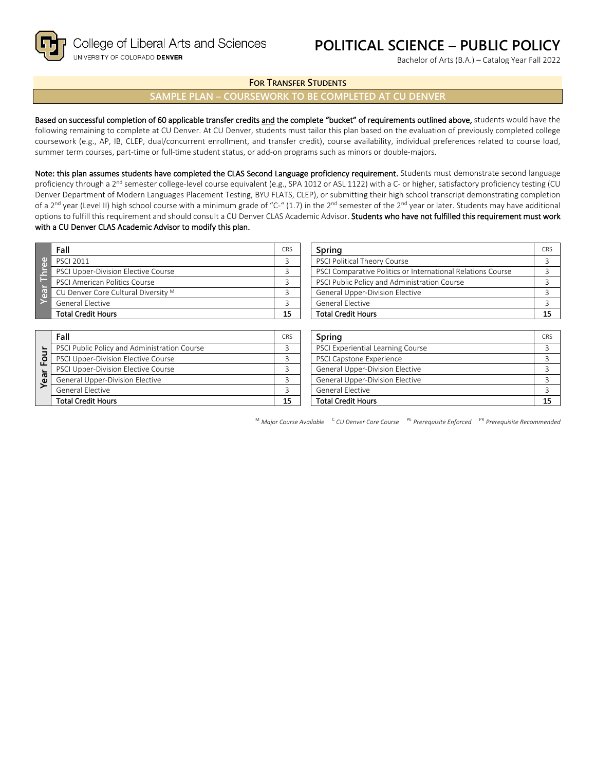# POLITICAL SCIENCE – PUBLIC POLICY

Bachelor of Arts (B.A.) – Catalog Year Fall 2022

College of Liberal Arts and Sciences
UNIVERSITY OF COLORADO DENVER

## FOR TRANSFER STUDENTS

## SAMPLE PLAN – COURSEWORK TO BE COMPLETED AT CU DENVER

**Based on successful completion of 60 applicable transfer credits and the complete "bucket" of requirements outlined above,** students would have the following remaining to complete at CU Denver. At CU Denver, students must tailor this plan based on the evaluation of previously completed college coursework (e.g., AP, IB, CLEP, dual/concurrent enrollment, and transfer credit), course availability, individual preferences related to course load, summer term courses, part-time or full-time student status, or add-on programs such as minors or double-majors.

**Note: this plan assumes students have completed the CLAS Second Language proficiency requirement.** Students must demonstrate second language proficiency through a 2nd semester college-level course equivalent (e.g., SPA 1012 or ASL 1122) with a C- or higher, satisfactory proficiency testing (CU Denver Department of Modern Languages Placement Testing, BYU FLATS, CLEP), or submitting their high school transcript demonstrating completion of a 2nd year (Level II) high school course with a minimum grade of "C-" (1.7) in the 2nd semester of the 2nd year or later. Students may have additional options to fulfill this requirement and should consult a CU Denver CLAS Academic Advisor. **Students who have not fulfilled this requirement must work with a CU Denver CLAS Academic Advisor to modify this plan.**

### Year Three

| Fall | CRS |
|---|---|
| PSCI 2011 | 3 |
| PSCI Upper-Division Elective Course | 3 |
| PSCI American Politics Course | 3 |
| CU Denver Core Cultural Diversity M | 3 |
| General Elective | 3 |
| **Total Credit Hours** | **15** |

| Spring | CRS |
|---|---|
| PSCI Political Theory Course | 3 |
| PSCI Comparative Politics or International Relations Course | 3 |
| PSCI Public Policy and Administration Course | 3 |
| General Upper-Division Elective | 3 |
| General Elective | 3 |
| **Total Credit Hours** | **15** |

### Year Four

| Fall | CRS |
|---|---|
| PSCI Public Policy and Administration Course | 3 |
| PSCI Upper-Division Elective Course | 3 |
| PSCI Upper-Division Elective Course | 3 |
| General Upper-Division Elective | 3 |
| General Elective | 3 |
| **Total Credit Hours** | **15** |

| Spring | CRS |
|---|---|
| PSCI Experiential Learning Course | 3 |
| PSCI Capstone Experience | 3 |
| General Upper-Division Elective | 3 |
| General Upper-Division Elective | 3 |
| General Elective | 3 |
| **Total Credit Hours** | **15** |

*M Major Course Available   C CU Denver Core Course   PE Prerequisite Enforced   PR Prerequisite Recommended*